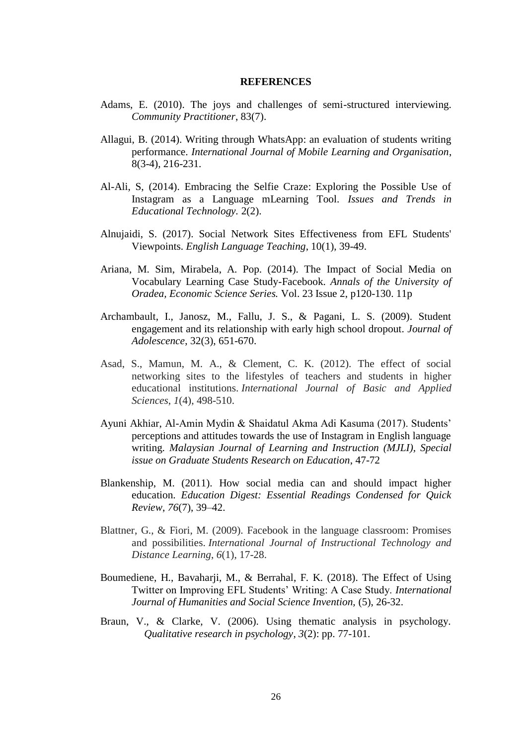# REFERENCES

Adams, E. (2010). The joys and challenges of semi-structured interviewing. *Community Practitioner*, 83(7).

Allagui, B. (2014). Writing through WhatsApp: an evaluation of students writing performance. *International Journal of Mobile Learning and Organisation*, 8(3-4), 216-231.

Al-Ali, S, (2014). Embracing the Selfie Craze: Exploring the Possible Use of Instagram as a Language mLearning Tool. *Issues and Trends in Educational Technology*. 2(2).

Alnujaidi, S. (2017). Social Network Sites Effectiveness from EFL Students' Viewpoints. *English Language Teaching*, 10(1), 39-49.

Ariana, M. Sim, Mirabela, A. Pop. (2014). The Impact of Social Media on Vocabulary Learning Case Study-Facebook. *Annals of the University of Oradea, Economic Science Series.* Vol. 23 Issue 2, p120-130. 11p

Archambault, I., Janosz, M., Fallu, J. S., & Pagani, L. S. (2009). Student engagement and its relationship with early high school dropout. *Journal of Adolescence,* 32(3), 651-670.

Asad, S., Mamun, M. A., & Clement, C. K. (2012). The effect of social networking sites to the lifestyles of teachers and students in higher educational institutions. *International Journal of Basic and Applied Sciences*, *1*(4), 498-510.

Ayuni Akhiar, Al-Amin Mydin & Shaidatul Akma Adi Kasuma (2017). Students' perceptions and attitudes towards the use of Instagram in English language writing. *Malaysian Journal of Learning and Instruction (MJLI), Special issue on Graduate Students Research on Education*, 47-72

Blankenship, M. (2011). How social media can and should impact higher education. *Education Digest: Essential Readings Condensed for Quick Review*, *76*(7), 39–42.

Blattner, G., & Fiori, M. (2009). Facebook in the language classroom: Promises and possibilities. *International Journal of Instructional Technology and Distance Learning*, *6*(1), 17-28.

Boumediene, H., Bavaharji, M., & Berrahal, F. K. (2018). The Effect of Using Twitter on Improving EFL Students' Writing: A Case Study. *International Journal of Humanities and Social Science Invention,* (5), 26-32.

Braun, V., & Clarke, V. (2006). Using thematic analysis in psychology. *Qualitative research in psychology*, *3*(2): pp. 77-101.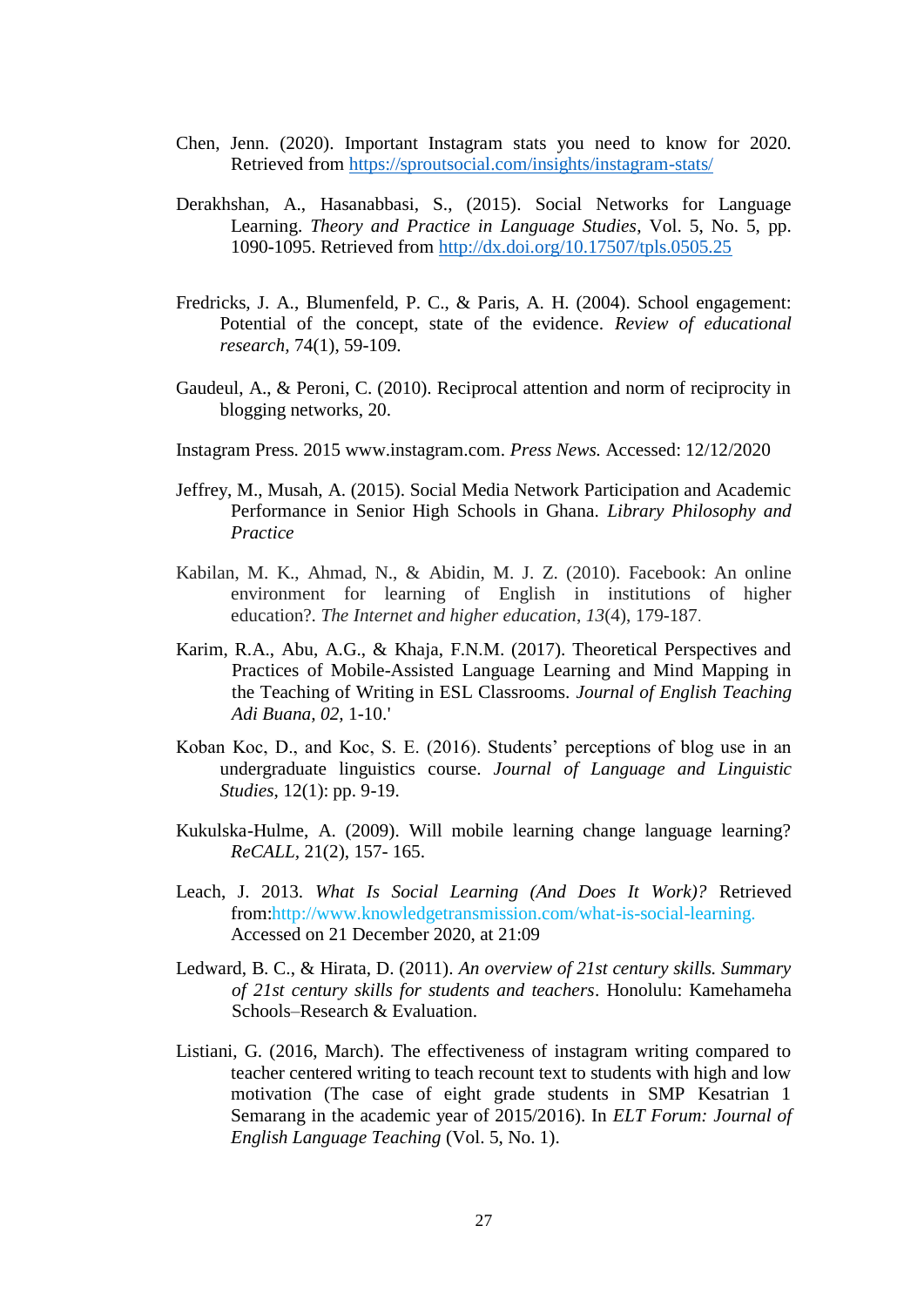Chen, Jenn. (2020). Important Instagram stats you need to know for 2020. Retrieved from https://sproutsocial.com/insights/instagram-stats/

Derakhshan, A., Hasanabbasi, S., (2015). Social Networks for Language Learning. *Theory and Practice in Language Studies*, Vol. 5, No. 5, pp. 1090-1095. Retrieved from http://dx.doi.org/10.17507/tpls.0505.25

Fredricks, J. A., Blumenfeld, P. C., & Paris, A. H. (2004). School engagement: Potential of the concept, state of the evidence. *Review of educational research*, 74(1), 59-109.

Gaudeul, A., & Peroni, C. (2010). Reciprocal attention and norm of reciprocity in blogging networks, 20.

Instagram Press. 2015 www.instagram.com. *Press News.* Accessed: 12/12/2020

Jeffrey, M., Musah, A. (2015). Social Media Network Participation and Academic Performance in Senior High Schools in Ghana. *Library Philosophy and Practice*

Kabilan, M. K., Ahmad, N., & Abidin, M. J. Z. (2010). Facebook: An online environment for learning of English in institutions of higher education?. *The Internet and higher education*, *13*(4), 179-187.

Karim, R.A., Abu, A.G., & Khaja, F.N.M. (2017). Theoretical Perspectives and Practices of Mobile-Assisted Language Learning and Mind Mapping in the Teaching of Writing in ESL Classrooms. *Journal of English Teaching Adi Buana, 02,* 1-10.'

Koban Koc, D., and Koc, S. E. (2016). Students' perceptions of blog use in an undergraduate linguistics course. *Journal of Language and Linguistic Studies*, 12(1): pp. 9-19.

Kukulska-Hulme, A. (2009). Will mobile learning change language learning? *ReCALL*, 21(2), 157- 165.

Leach, J. 2013. *What Is Social Learning (And Does It Work)?* Retrieved from:http://www.knowledgetransmission.com/what-is-social-learning. Accessed on 21 December 2020, at 21:09

Ledward, B. C., & Hirata, D. (2011). *An overview of 21st century skills. Summary of 21st century skills for students and teachers*. Honolulu: Kamehameha Schools–Research & Evaluation.

Listiani, G. (2016, March). The effectiveness of instagram writing compared to teacher centered writing to teach recount text to students with high and low motivation (The case of eight grade students in SMP Kesatrian 1 Semarang in the academic year of 2015/2016). In *ELT Forum: Journal of English Language Teaching* (Vol. 5, No. 1).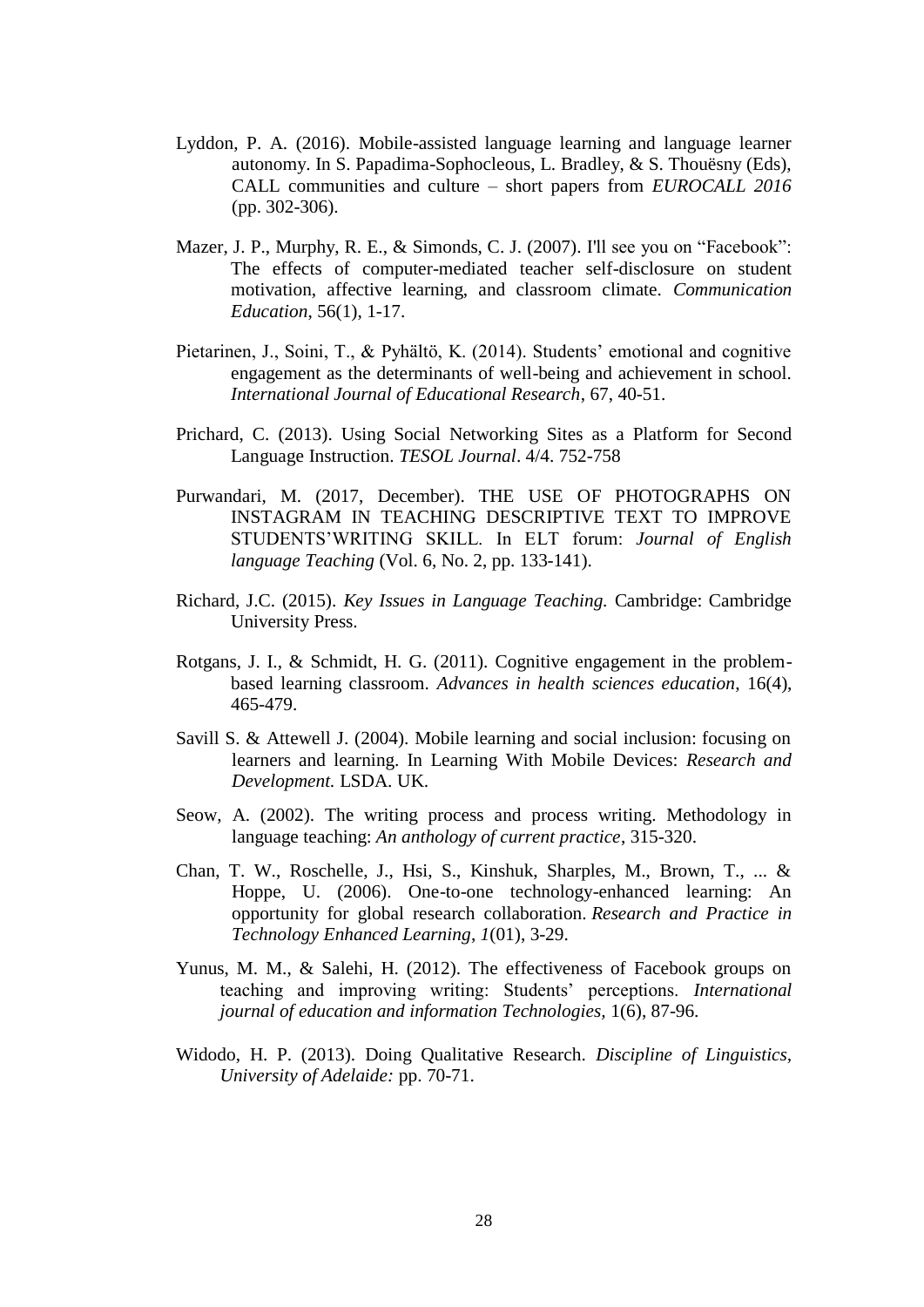Lyddon, P. A. (2016). Mobile-assisted language learning and language learner autonomy. In S. Papadima-Sophocleous, L. Bradley, & S. Thouësny (Eds), CALL communities and culture – short papers from *EUROCALL 2016* (pp. 302-306).

Mazer, J. P., Murphy, R. E., & Simonds, C. J. (2007). I'll see you on "Facebook": The effects of computer-mediated teacher self-disclosure on student motivation, affective learning, and classroom climate. *Communication Education*, 56(1), 1-17.

Pietarinen, J., Soini, T., & Pyhältö, K. (2014). Students' emotional and cognitive engagement as the determinants of well-being and achievement in school. *International Journal of Educational Research*, 67, 40-51.

Prichard, C. (2013). Using Social Networking Sites as a Platform for Second Language Instruction. *TESOL Journal*. 4/4. 752-758

Purwandari, M. (2017, December). THE USE OF PHOTOGRAPHS ON INSTAGRAM IN TEACHING DESCRIPTIVE TEXT TO IMPROVE STUDENTS'WRITING SKILL. In ELT forum: *Journal of English language Teaching* (Vol. 6, No. 2, pp. 133-141).

Richard, J.C. (2015). *Key Issues in Language Teaching.* Cambridge: Cambridge University Press.

Rotgans, J. I., & Schmidt, H. G. (2011). Cognitive engagement in the problem-based learning classroom. *Advances in health sciences education*, 16(4), 465-479.

Savill S. & Attewell J. (2004). Mobile learning and social inclusion: focusing on learners and learning. In Learning With Mobile Devices: *Research and Development.* LSDA. UK.

Seow, A. (2002). The writing process and process writing. Methodology in language teaching: *An anthology of current practice*, 315-320.

Chan, T. W., Roschelle, J., Hsi, S., Kinshuk, Sharples, M., Brown, T., ... & Hoppe, U. (2006). One-to-one technology-enhanced learning: An opportunity for global research collaboration. *Research and Practice in Technology Enhanced Learning*, *1*(01), 3-29.

Yunus, M. M., & Salehi, H. (2012). The effectiveness of Facebook groups on teaching and improving writing: Students' perceptions. *International journal of education and information Technologies,* 1(6), 87-96.

Widodo, H. P. (2013). Doing Qualitative Research. *Discipline of Linguistics, University of Adelaide:* pp. 70-71.